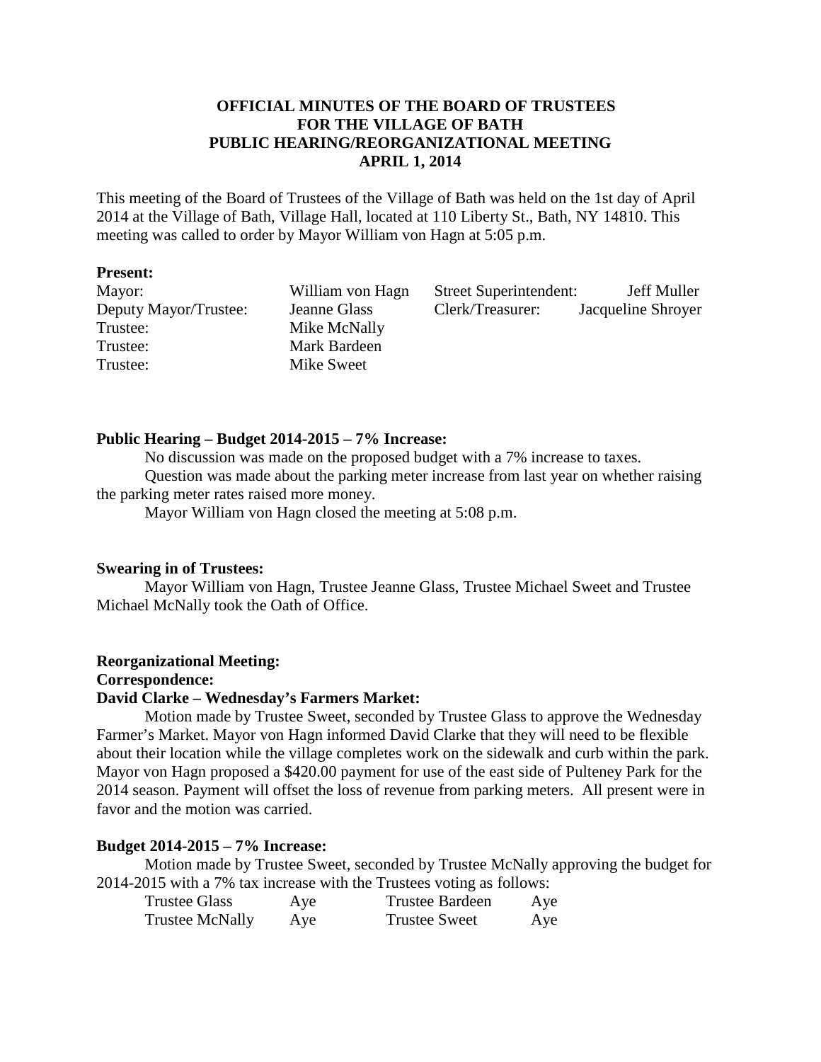# OFFICIAL MINUTES OF THE BOARD OF TRUSTEES FOR THE VILLAGE OF BATH PUBLIC HEARING/REORGANIZATIONAL MEETING APRIL 1, 2014

This meeting of the Board of Trustees of the Village of Bath was held on the 1st day of April 2014 at the Village of Bath, Village Hall, located at 110 Liberty St., Bath, NY 14810. This meeting was called to order by Mayor William von Hagn at 5:05 p.m.

**Present:**

| | | | |
|---|---|---|---|
| Mayor: | William von Hagn | Street Superintendent: | Jeff Muller |
| Deputy Mayor/Trustee: | Jeanne Glass | Clerk/Treasurer: | Jacqueline Shroyer |
| Trustee: | Mike McNally | | |
| Trustee: | Mark Bardeen | | |
| Trustee: | Mike Sweet | | |

**Public Hearing – Budget 2014-2015 – 7% Increase:**

No discussion was made on the proposed budget with a 7% increase to taxes.

Question was made about the parking meter increase from last year on whether raising the parking meter rates raised more money.

Mayor William von Hagn closed the meeting at 5:08 p.m.

**Swearing in of Trustees:**

Mayor William von Hagn, Trustee Jeanne Glass, Trustee Michael Sweet and Trustee Michael McNally took the Oath of Office.

**Reorganizational Meeting:**

**Correspondence:**

**David Clarke – Wednesday's Farmers Market:**

Motion made by Trustee Sweet, seconded by Trustee Glass to approve the Wednesday Farmer's Market. Mayor von Hagn informed David Clarke that they will need to be flexible about their location while the village completes work on the sidewalk and curb within the park. Mayor von Hagn proposed a $420.00 payment for use of the east side of Pulteney Park for the 2014 season. Payment will offset the loss of revenue from parking meters. All present were in favor and the motion was carried.

**Budget 2014-2015 – 7% Increase:**

Motion made by Trustee Sweet, seconded by Trustee McNally approving the budget for 2014-2015 with a 7% tax increase with the Trustees voting as follows:

| | | | |
|---|---|---|---|
| Trustee Glass | Aye | Trustee Bardeen | Aye |
| Trustee McNally | Aye | Trustee Sweet | Aye |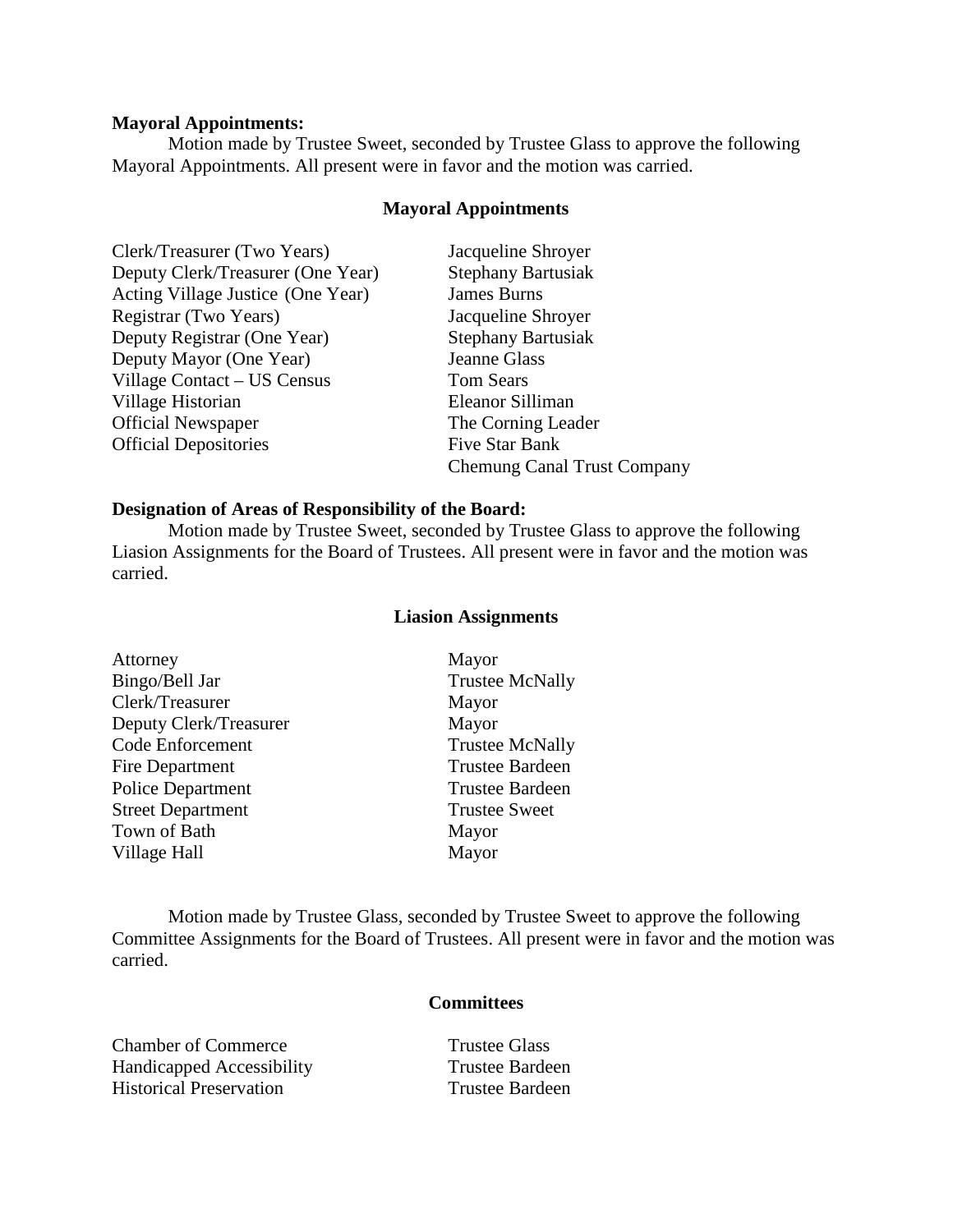**Mayoral Appointments:**

Motion made by Trustee Sweet, seconded by Trustee Glass to approve the following Mayoral Appointments. All present were in favor and the motion was carried.

**Mayoral Appointments**

| | |
|---|---|
| Clerk/Treasurer (Two Years) | Jacqueline Shroyer |
| Deputy Clerk/Treasurer (One Year) | Stephany Bartusiak |
| Acting Village Justice (One Year) | James Burns |
| Registrar (Two Years) | Jacqueline Shroyer |
| Deputy Registrar (One Year) | Stephany Bartusiak |
| Deputy Mayor (One Year) | Jeanne Glass |
| Village Contact – US Census | Tom Sears |
| Village Historian | Eleanor Silliman |
| Official Newspaper | The Corning Leader |
| Official Depositories | Five Star Bank |
| | Chemung Canal Trust Company |

**Designation of Areas of Responsibility of the Board:**

Motion made by Trustee Sweet, seconded by Trustee Glass to approve the following Liasion Assignments for the Board of Trustees. All present were in favor and the motion was carried.

**Liasion Assignments**

| | |
|---|---|
| Attorney | Mayor |
| Bingo/Bell Jar | Trustee McNally |
| Clerk/Treasurer | Mayor |
| Deputy Clerk/Treasurer | Mayor |
| Code Enforcement | Trustee McNally |
| Fire Department | Trustee Bardeen |
| Police Department | Trustee Bardeen |
| Street Department | Trustee Sweet |
| Town of Bath | Mayor |
| Village Hall | Mayor |

Motion made by Trustee Glass, seconded by Trustee Sweet to approve the following Committee Assignments for the Board of Trustees. All present were in favor and the motion was carried.

**Committees**

| | |
|---|---|
| Chamber of Commerce | Trustee Glass |
| Handicapped Accessibility | Trustee Bardeen |
| Historical Preservation | Trustee Bardeen |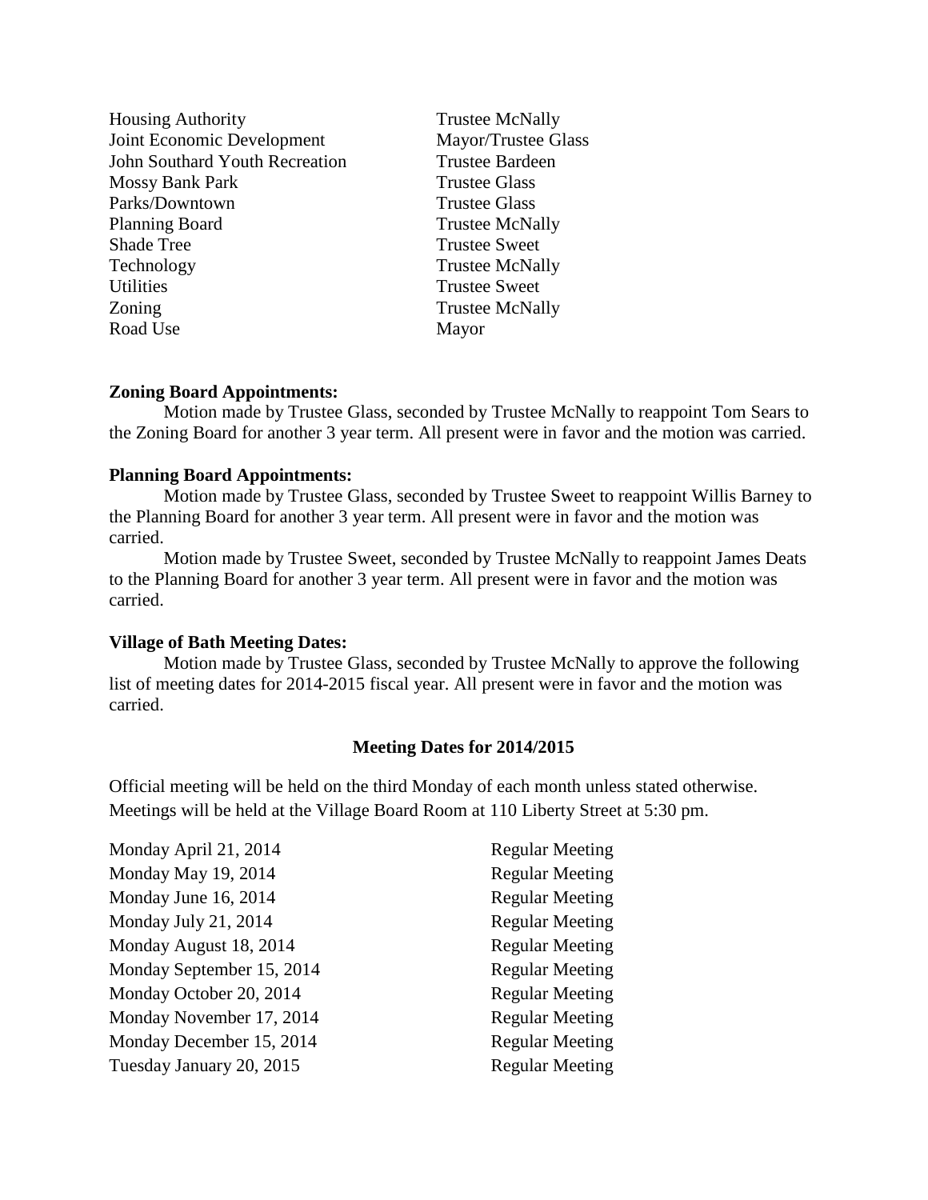| | |
|---|---|
| Housing Authority | Trustee McNally |
| Joint Economic Development | Mayor/Trustee Glass |
| John Southard Youth Recreation | Trustee Bardeen |
| Mossy Bank Park | Trustee Glass |
| Parks/Downtown | Trustee Glass |
| Planning Board | Trustee McNally |
| Shade Tree | Trustee Sweet |
| Technology | Trustee McNally |
| Utilities | Trustee Sweet |
| Zoning | Trustee McNally |
| Road Use | Mayor |

**Zoning Board Appointments:**

Motion made by Trustee Glass, seconded by Trustee McNally to reappoint Tom Sears to the Zoning Board for another 3 year term. All present were in favor and the motion was carried.

**Planning Board Appointments:**

Motion made by Trustee Glass, seconded by Trustee Sweet to reappoint Willis Barney to the Planning Board for another 3 year term. All present were in favor and the motion was carried.

Motion made by Trustee Sweet, seconded by Trustee McNally to reappoint James Deats to the Planning Board for another 3 year term. All present were in favor and the motion was carried.

**Village of Bath Meeting Dates:**

Motion made by Trustee Glass, seconded by Trustee McNally to approve the following list of meeting dates for 2014-2015 fiscal year. All present were in favor and the motion was carried.

**Meeting Dates for 2014/2015**

Official meeting will be held on the third Monday of each month unless stated otherwise. Meetings will be held at the Village Board Room at 110 Liberty Street at 5:30 pm.

| | |
|---|---|
| Monday April 21, 2014 | Regular Meeting |
| Monday May 19, 2014 | Regular Meeting |
| Monday June 16, 2014 | Regular Meeting |
| Monday July 21, 2014 | Regular Meeting |
| Monday August 18, 2014 | Regular Meeting |
| Monday September 15, 2014 | Regular Meeting |
| Monday October 20, 2014 | Regular Meeting |
| Monday November 17, 2014 | Regular Meeting |
| Monday December 15, 2014 | Regular Meeting |
| Tuesday January 20, 2015 | Regular Meeting |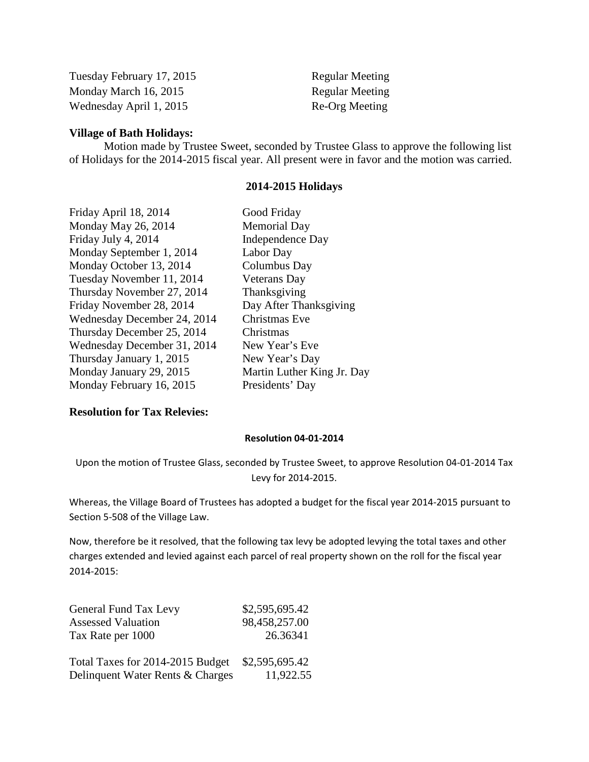| | |
|---|---|
| Tuesday February 17, 2015 | Regular Meeting |
| Monday March 16, 2015 | Regular Meeting |
| Wednesday April 1, 2015 | Re-Org Meeting |

**Village of Bath Holidays:**

Motion made by Trustee Sweet, seconded by Trustee Glass to approve the following list of Holidays for the 2014-2015 fiscal year. All present were in favor and the motion was carried.

**2014-2015 Holidays**

| | |
|---|---|
| Friday April 18, 2014 | Good Friday |
| Monday May 26, 2014 | Memorial Day |
| Friday July 4, 2014 | Independence Day |
| Monday September 1, 2014 | Labor Day |
| Monday October 13, 2014 | Columbus Day |
| Tuesday November 11, 2014 | Veterans Day |
| Thursday November 27, 2014 | Thanksgiving |
| Friday November 28, 2014 | Day After Thanksgiving |
| Wednesday December 24, 2014 | Christmas Eve |
| Thursday December 25, 2014 | Christmas |
| Wednesday December 31, 2014 | New Year's Eve |
| Thursday January 1, 2015 | New Year's Day |
| Monday January 29, 2015 | Martin Luther King Jr. Day |
| Monday February 16, 2015 | Presidents' Day |

**Resolution for Tax Relevies:**

**Resolution 04-01-2014**

Upon the motion of Trustee Glass, seconded by Trustee Sweet, to approve Resolution 04-01-2014 Tax Levy for 2014-2015.

Whereas, the Village Board of Trustees has adopted a budget for the fiscal year 2014-2015 pursuant to Section 5-508 of the Village Law.

Now, therefore be it resolved, that the following tax levy be adopted levying the total taxes and other charges extended and levied against each parcel of real property shown on the roll for the fiscal year 2014-2015:

| | |
|---|---|
| General Fund Tax Levy | $2,595,695.42 |
| Assessed Valuation | 98,458,257.00 |
| Tax Rate per 1000 | 26.36341 |

| | |
|---|---|
| Total Taxes for 2014-2015 Budget | $2,595,695.42 |
| Delinquent Water Rents & Charges | 11,922.55 |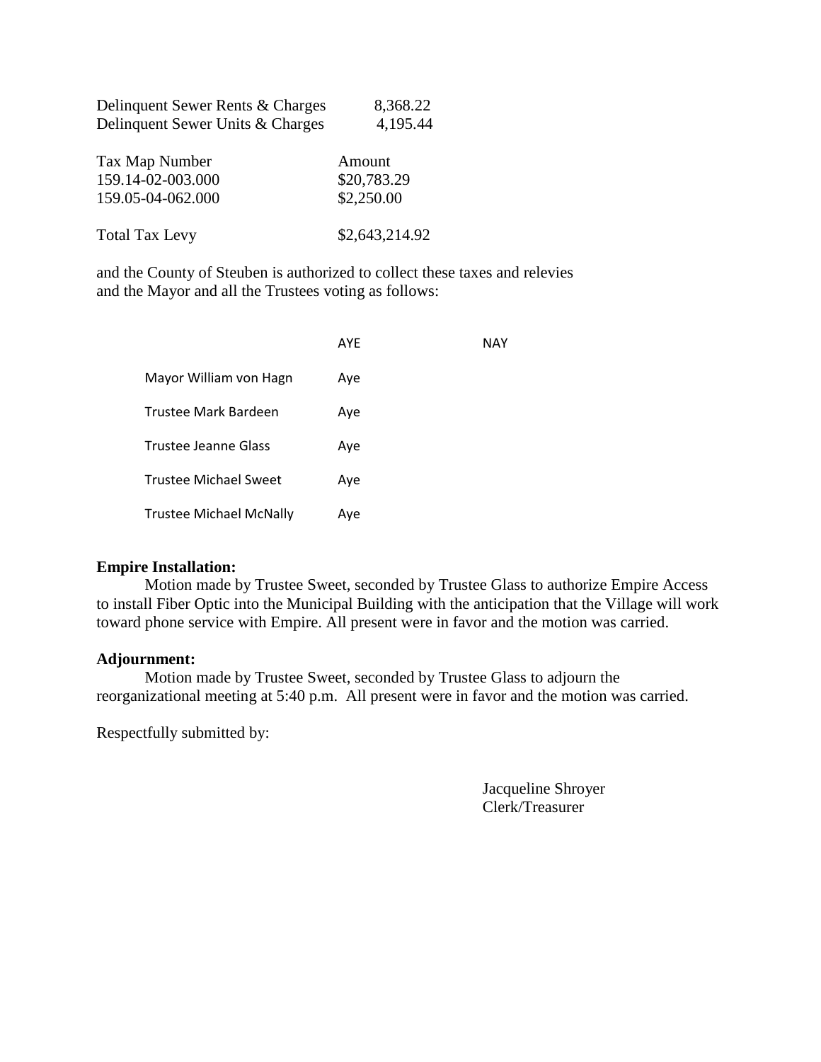| | |
|---|---|
| Delinquent Sewer Rents & Charges | 8,368.22 |
| Delinquent Sewer Units & Charges | 4,195.44 |

| Tax Map Number | Amount |
|---|---|
| 159.14-02-003.000 | $20,783.29 |
| 159.05-04-062.000 | $2,250.00 |

| | |
|---|---|
| Total Tax Levy | $2,643,214.92 |

and the County of Steuben is authorized to collect these taxes and relevies and the Mayor and all the Trustees voting as follows:

| | AYE | NAY |
|---|---|---|
| Mayor William von Hagn | Aye | |
| Trustee Mark Bardeen | Aye | |
| Trustee Jeanne Glass | Aye | |
| Trustee Michael Sweet | Aye | |
| Trustee Michael McNally | Aye | |

**Empire Installation:**

Motion made by Trustee Sweet, seconded by Trustee Glass to authorize Empire Access to install Fiber Optic into the Municipal Building with the anticipation that the Village will work toward phone service with Empire. All present were in favor and the motion was carried.

**Adjournment:**

Motion made by Trustee Sweet, seconded by Trustee Glass to adjourn the reorganizational meeting at 5:40 p.m. All present were in favor and the motion was carried.

Respectfully submitted by:

Jacqueline Shroyer
Clerk/Treasurer